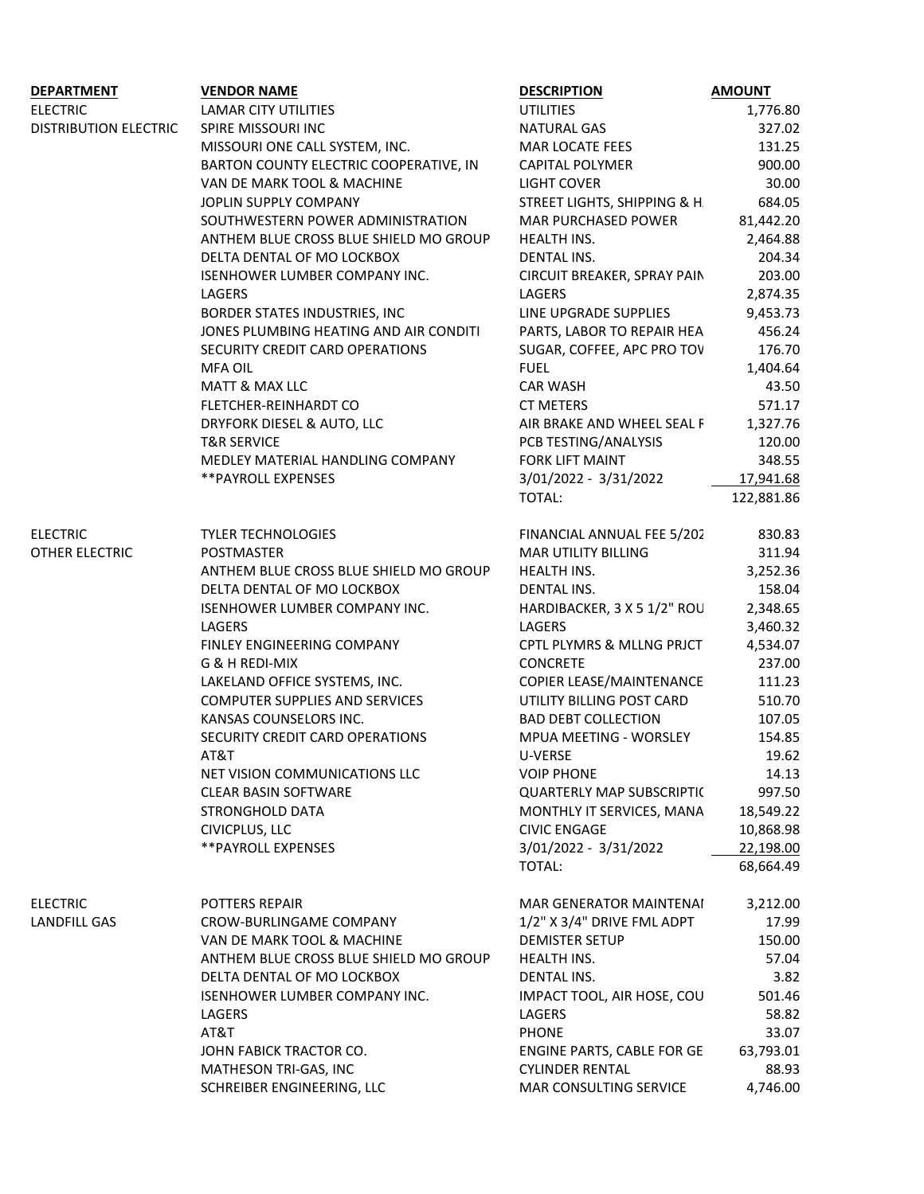| DEPARTMENT | VENDOR NAME | DESCRIPTION | AMOUNT |
|---|---|---|---|
| ELECTRIC | LAMAR CITY UTILITIES | UTILITIES | 1,776.80 |
| DISTRIBUTION ELECTRIC | SPIRE MISSOURI INC | NATURAL GAS | 327.02 |
| | MISSOURI ONE CALL SYSTEM, INC. | MAR LOCATE FEES | 131.25 |
| | BARTON COUNTY ELECTRIC COOPERATIVE, IN | CAPITAL POLYMER | 900.00 |
| | VAN DE MARK TOOL & MACHINE | LIGHT COVER | 30.00 |
| | JOPLIN SUPPLY COMPANY | STREET LIGHTS, SHIPPING & H | 684.05 |
| | SOUTHWESTERN POWER ADMINISTRATION | MAR PURCHASED POWER | 81,442.20 |
| | ANTHEM BLUE CROSS BLUE SHIELD MO GROUP | HEALTH INS. | 2,464.88 |
| | DELTA DENTAL OF MO LOCKBOX | DENTAL INS. | 204.34 |
| | ISENHOWER LUMBER COMPANY INC. | CIRCUIT BREAKER, SPRAY PAIN | 203.00 |
| | LAGERS | LAGERS | 2,874.35 |
| | BORDER STATES INDUSTRIES, INC | LINE UPGRADE SUPPLIES | 9,453.73 |
| | JONES PLUMBING HEATING AND AIR CONDITI | PARTS, LABOR TO REPAIR HEA | 456.24 |
| | SECURITY CREDIT CARD OPERATIONS | SUGAR, COFFEE, APC PRO TOV | 176.70 |
| | MFA OIL | FUEL | 1,404.64 |
| | MATT & MAX LLC | CAR WASH | 43.50 |
| | FLETCHER-REINHARDT CO | CT METERS | 571.17 |
| | DRYFORK DIESEL & AUTO, LLC | AIR BRAKE AND WHEEL SEAL F | 1,327.76 |
| | T&R SERVICE | PCB TESTING/ANALYSIS | 120.00 |
| | MEDLEY MATERIAL HANDLING COMPANY | FORK LIFT MAINT | 348.55 |
| | **PAYROLL EXPENSES | 3/01/2022 - 3/31/2022 | 17,941.68 |
| | | TOTAL: | 122,881.86 |
| | | | |
| ELECTRIC | TYLER TECHNOLOGIES | FINANCIAL ANNUAL FEE 5/202 | 830.83 |
| OTHER ELECTRIC | POSTMASTER | MAR UTILITY BILLING | 311.94 |
| | ANTHEM BLUE CROSS BLUE SHIELD MO GROUP | HEALTH INS. | 3,252.36 |
| | DELTA DENTAL OF MO LOCKBOX | DENTAL INS. | 158.04 |
| | ISENHOWER LUMBER COMPANY INC. | HARDIBACKER, 3 X 5 1/2" ROU | 2,348.65 |
| | LAGERS | LAGERS | 3,460.32 |
| | FINLEY ENGINEERING COMPANY | CPTL PLYMRS & MLLNG PRJCT | 4,534.07 |
| | G & H REDI-MIX | CONCRETE | 237.00 |
| | LAKELAND OFFICE SYSTEMS, INC. | COPIER LEASE/MAINTENANCE | 111.23 |
| | COMPUTER SUPPLIES AND SERVICES | UTILITY BILLING POST CARD | 510.70 |
| | KANSAS COUNSELORS INC. | BAD DEBT COLLECTION | 107.05 |
| | SECURITY CREDIT CARD OPERATIONS | MPUA MEETING - WORSLEY | 154.85 |
| | AT&T | U-VERSE | 19.62 |
| | NET VISION COMMUNICATIONS LLC | VOIP PHONE | 14.13 |
| | CLEAR BASIN SOFTWARE | QUARTERLY MAP SUBSCRIPTIC | 997.50 |
| | STRONGHOLD DATA | MONTHLY IT SERVICES, MANA | 18,549.22 |
| | CIVICPLUS, LLC | CIVIC ENGAGE | 10,868.98 |
| | **PAYROLL EXPENSES | 3/01/2022 - 3/31/2022 | 22,198.00 |
| | | TOTAL: | 68,664.49 |
| | | | |
| ELECTRIC | POTTERS REPAIR | MAR GENERATOR MAINTENAI | 3,212.00 |
| LANDFILL GAS | CROW-BURLINGAME COMPANY | 1/2" X 3/4" DRIVE FML ADPT | 17.99 |
| | VAN DE MARK TOOL & MACHINE | DEMISTER SETUP | 150.00 |
| | ANTHEM BLUE CROSS BLUE SHIELD MO GROUP | HEALTH INS. | 57.04 |
| | DELTA DENTAL OF MO LOCKBOX | DENTAL INS. | 3.82 |
| | ISENHOWER LUMBER COMPANY INC. | IMPACT TOOL, AIR HOSE, COU | 501.46 |
| | LAGERS | LAGERS | 58.82 |
| | AT&T | PHONE | 33.07 |
| | JOHN FABICK TRACTOR CO. | ENGINE PARTS, CABLE FOR GE | 63,793.01 |
| | MATHESON TRI-GAS, INC | CYLINDER RENTAL | 88.93 |
| | SCHREIBER ENGINEERING, LLC | MAR CONSULTING SERVICE | 4,746.00 |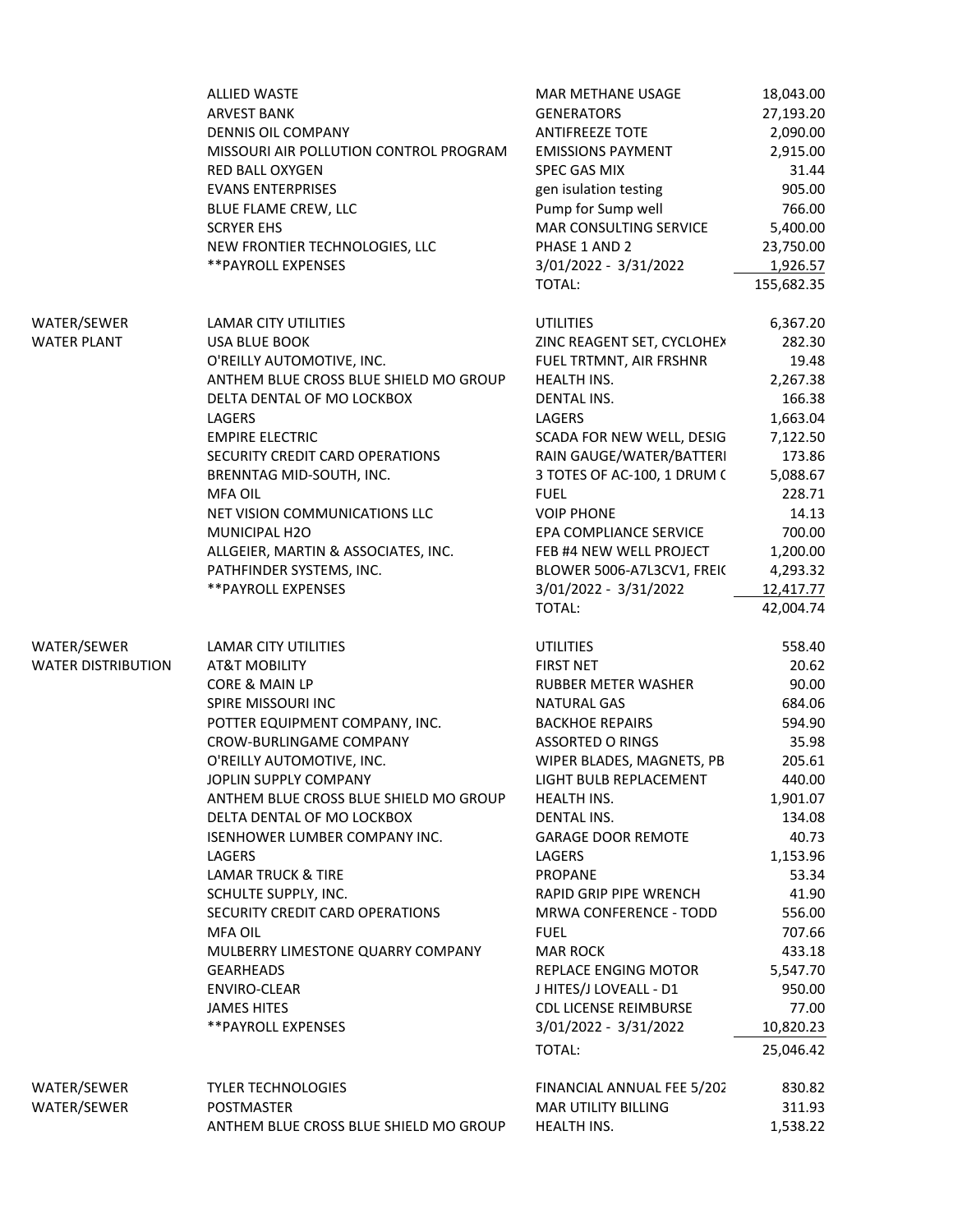| Department | Vendor | Description | Amount |
|---|---|---|---|
| | ALLIED WASTE | MAR METHANE USAGE | 18,043.00 |
| | ARVEST BANK | GENERATORS | 27,193.20 |
| | DENNIS OIL COMPANY | ANTIFREEZE TOTE | 2,090.00 |
| | MISSOURI AIR POLLUTION CONTROL PROGRAM | EMISSIONS PAYMENT | 2,915.00 |
| | RED BALL OXYGEN | SPEC GAS MIX | 31.44 |
| | EVANS ENTERPRISES | gen isulation testing | 905.00 |
| | BLUE FLAME CREW, LLC | Pump for Sump well | 766.00 |
| | SCRYER EHS | MAR CONSULTING SERVICE | 5,400.00 |
| | NEW FRONTIER TECHNOLOGIES, LLC | PHASE 1 AND 2 | 23,750.00 |
| | **PAYROLL EXPENSES | 3/01/2022 - 3/31/2022 | 1,926.57 |
| | | TOTAL: | 155,682.35 |
| WATER/SEWER | LAMAR CITY UTILITIES | UTILITIES | 6,367.20 |
| WATER PLANT | USA BLUE BOOK | ZINC REAGENT SET, CYCLOHEX | 282.30 |
| | O'REILLY AUTOMOTIVE, INC. | FUEL TRTMNT, AIR FRSHNR | 19.48 |
| | ANTHEM BLUE CROSS BLUE SHIELD MO GROUP | HEALTH INS. | 2,267.38 |
| | DELTA DENTAL OF MO LOCKBOX | DENTAL INS. | 166.38 |
| | LAGERS | LAGERS | 1,663.04 |
| | EMPIRE ELECTRIC | SCADA FOR NEW WELL, DESIG | 7,122.50 |
| | SECURITY CREDIT CARD OPERATIONS | RAIN GAUGE/WATER/BATTERI | 173.86 |
| | BRENNTAG MID-SOUTH, INC. | 3 TOTES OF AC-100, 1 DRUM ( | 5,088.67 |
| | MFA OIL | FUEL | 228.71 |
| | NET VISION COMMUNICATIONS LLC | VOIP PHONE | 14.13 |
| | MUNICIPAL H2O | EPA COMPLIANCE SERVICE | 700.00 |
| | ALLGEIER, MARTIN & ASSOCIATES, INC. | FEB #4 NEW WELL PROJECT | 1,200.00 |
| | PATHFINDER SYSTEMS, INC. | BLOWER 5006-A7L3CV1, FREI( | 4,293.32 |
| | **PAYROLL EXPENSES | 3/01/2022 - 3/31/2022 | 12,417.77 |
| | | TOTAL: | 42,004.74 |
| WATER/SEWER | LAMAR CITY UTILITIES | UTILITIES | 558.40 |
| WATER DISTRIBUTION | AT&T MOBILITY | FIRST NET | 20.62 |
| | CORE & MAIN LP | RUBBER METER WASHER | 90.00 |
| | SPIRE MISSOURI INC | NATURAL GAS | 684.06 |
| | POTTER EQUIPMENT COMPANY, INC. | BACKHOE REPAIRS | 594.90 |
| | CROW-BURLINGAME COMPANY | ASSORTED O RINGS | 35.98 |
| | O'REILLY AUTOMOTIVE, INC. | WIPER BLADES, MAGNETS, PB | 205.61 |
| | JOPLIN SUPPLY COMPANY | LIGHT BULB REPLACEMENT | 440.00 |
| | ANTHEM BLUE CROSS BLUE SHIELD MO GROUP | HEALTH INS. | 1,901.07 |
| | DELTA DENTAL OF MO LOCKBOX | DENTAL INS. | 134.08 |
| | ISENHOWER LUMBER COMPANY INC. | GARAGE DOOR REMOTE | 40.73 |
| | LAGERS | LAGERS | 1,153.96 |
| | LAMAR TRUCK & TIRE | PROPANE | 53.34 |
| | SCHULTE SUPPLY, INC. | RAPID GRIP PIPE WRENCH | 41.90 |
| | SECURITY CREDIT CARD OPERATIONS | MRWA CONFERENCE - TODD | 556.00 |
| | MFA OIL | FUEL | 707.66 |
| | MULBERRY LIMESTONE QUARRY COMPANY | MAR ROCK | 433.18 |
| | GEARHEADS | REPLACE ENGING MOTOR | 5,547.70 |
| | ENVIRO-CLEAR | J HITES/J LOVEALL - D1 | 950.00 |
| | JAMES HITES | CDL LICENSE REIMBURSE | 77.00 |
| | **PAYROLL EXPENSES | 3/01/2022 - 3/31/2022 | 10,820.23 |
| | | TOTAL: | 25,046.42 |
| WATER/SEWER | TYLER TECHNOLOGIES | FINANCIAL ANNUAL FEE 5/202 | 830.82 |
| WATER/SEWER | POSTMASTER | MAR UTILITY BILLING | 311.93 |
| | ANTHEM BLUE CROSS BLUE SHIELD MO GROUP | HEALTH INS. | 1,538.22 |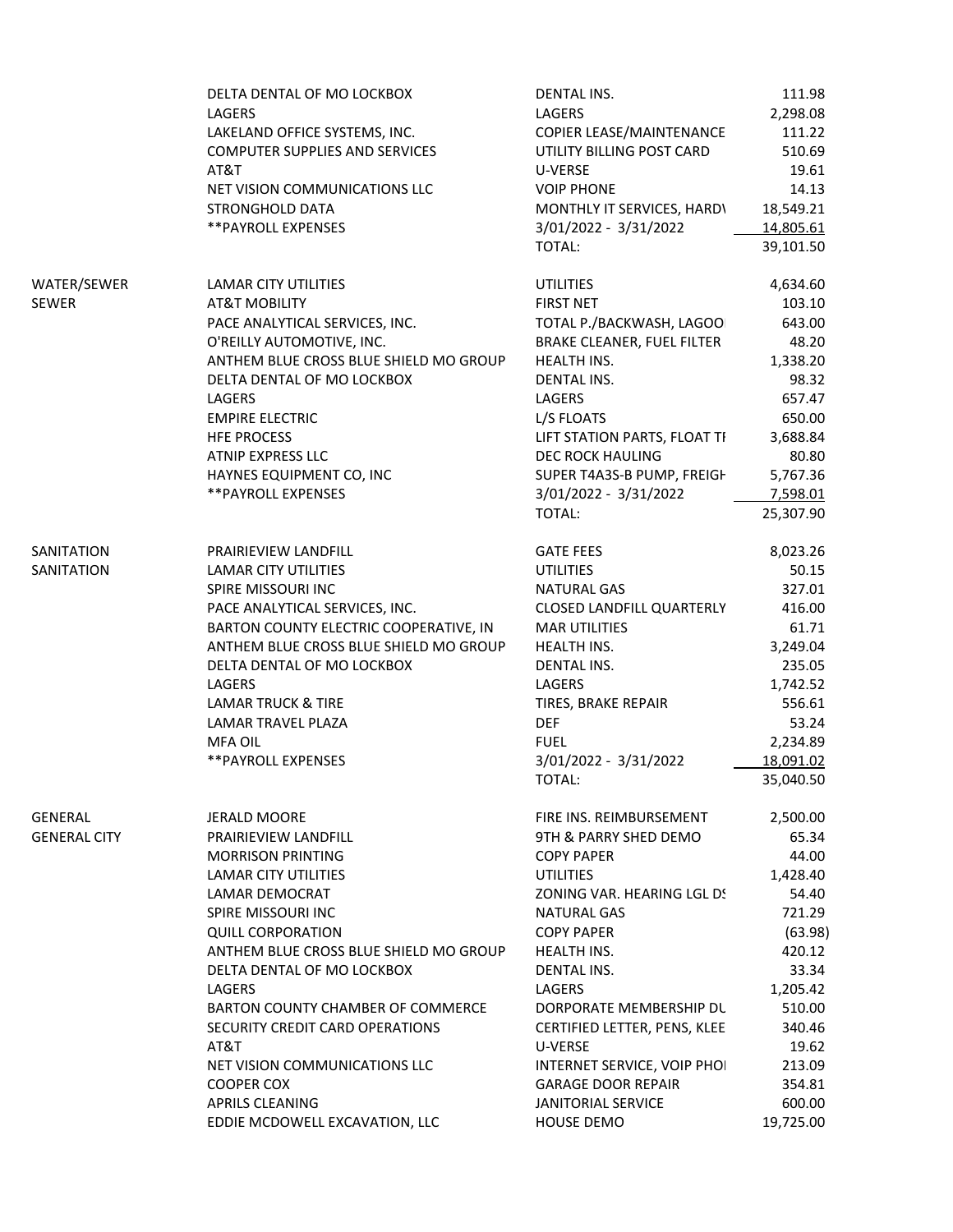| | | | |
|---|---|---|---|
| | DELTA DENTAL OF MO LOCKBOX | DENTAL INS. | 111.98 |
| | LAGERS | LAGERS | 2,298.08 |
| | LAKELAND OFFICE SYSTEMS, INC. | COPIER LEASE/MAINTENANCE | 111.22 |
| | COMPUTER SUPPLIES AND SERVICES | UTILITY BILLING POST CARD | 510.69 |
| | AT&T | U-VERSE | 19.61 |
| | NET VISION COMMUNICATIONS LLC | VOIP PHONE | 14.13 |
| | STRONGHOLD DATA | MONTHLY IT SERVICES, HARDV | 18,549.21 |
| | **PAYROLL EXPENSES | 3/01/2022 - 3/31/2022 | 14,805.61 |
| | | TOTAL: | 39,101.50 |
| WATER/SEWER | LAMAR CITY UTILITIES | UTILITIES | 4,634.60 |
| SEWER | AT&T MOBILITY | FIRST NET | 103.10 |
| | PACE ANALYTICAL SERVICES, INC. | TOTAL P./BACKWASH, LAGOO | 643.00 |
| | O'REILLY AUTOMOTIVE, INC. | BRAKE CLEANER, FUEL FILTER | 48.20 |
| | ANTHEM BLUE CROSS BLUE SHIELD MO GROUP | HEALTH INS. | 1,338.20 |
| | DELTA DENTAL OF MO LOCKBOX | DENTAL INS. | 98.32 |
| | LAGERS | LAGERS | 657.47 |
| | EMPIRE ELECTRIC | L/S FLOATS | 650.00 |
| | HFE PROCESS | LIFT STATION PARTS, FLOAT TI | 3,688.84 |
| | ATNIP EXPRESS LLC | DEC ROCK HAULING | 80.80 |
| | HAYNES EQUIPMENT CO, INC | SUPER T4A3S-B PUMP, FREIGH | 5,767.36 |
| | **PAYROLL EXPENSES | 3/01/2022 - 3/31/2022 | 7,598.01 |
| | | TOTAL: | 25,307.90 |
| SANITATION | PRAIRIEVIEW LANDFILL | GATE FEES | 8,023.26 |
| SANITATION | LAMAR CITY UTILITIES | UTILITIES | 50.15 |
| | SPIRE MISSOURI INC | NATURAL GAS | 327.01 |
| | PACE ANALYTICAL SERVICES, INC. | CLOSED LANDFILL QUARTERLY | 416.00 |
| | BARTON COUNTY ELECTRIC COOPERATIVE, IN | MAR UTILITIES | 61.71 |
| | ANTHEM BLUE CROSS BLUE SHIELD MO GROUP | HEALTH INS. | 3,249.04 |
| | DELTA DENTAL OF MO LOCKBOX | DENTAL INS. | 235.05 |
| | LAGERS | LAGERS | 1,742.52 |
| | LAMAR TRUCK & TIRE | TIRES, BRAKE REPAIR | 556.61 |
| | LAMAR TRAVEL PLAZA | DEF | 53.24 |
| | MFA OIL | FUEL | 2,234.89 |
| | **PAYROLL EXPENSES | 3/01/2022 - 3/31/2022 | 18,091.02 |
| | | TOTAL: | 35,040.50 |
| GENERAL | JERALD MOORE | FIRE INS. REIMBURSEMENT | 2,500.00 |
| GENERAL CITY | PRAIRIEVIEW LANDFILL | 9TH & PARRY SHED DEMO | 65.34 |
| | MORRISON PRINTING | COPY PAPER | 44.00 |
| | LAMAR CITY UTILITIES | UTILITIES | 1,428.40 |
| | LAMAR DEMOCRAT | ZONING VAR. HEARING LGL DS | 54.40 |
| | SPIRE MISSOURI INC | NATURAL GAS | 721.29 |
| | QUILL CORPORATION | COPY PAPER | (63.98) |
| | ANTHEM BLUE CROSS BLUE SHIELD MO GROUP | HEALTH INS. | 420.12 |
| | DELTA DENTAL OF MO LOCKBOX | DENTAL INS. | 33.34 |
| | LAGERS | LAGERS | 1,205.42 |
| | BARTON COUNTY CHAMBER OF COMMERCE | DORPORATE MEMBERSHIP DU | 510.00 |
| | SECURITY CREDIT CARD OPERATIONS | CERTIFIED LETTER, PENS, KLEE | 340.46 |
| | AT&T | U-VERSE | 19.62 |
| | NET VISION COMMUNICATIONS LLC | INTERNET SERVICE, VOIP PHOI | 213.09 |
| | COOPER COX | GARAGE DOOR REPAIR | 354.81 |
| | APRILS CLEANING | JANITORIAL SERVICE | 600.00 |
| | EDDIE MCDOWELL EXCAVATION, LLC | HOUSE DEMO | 19,725.00 |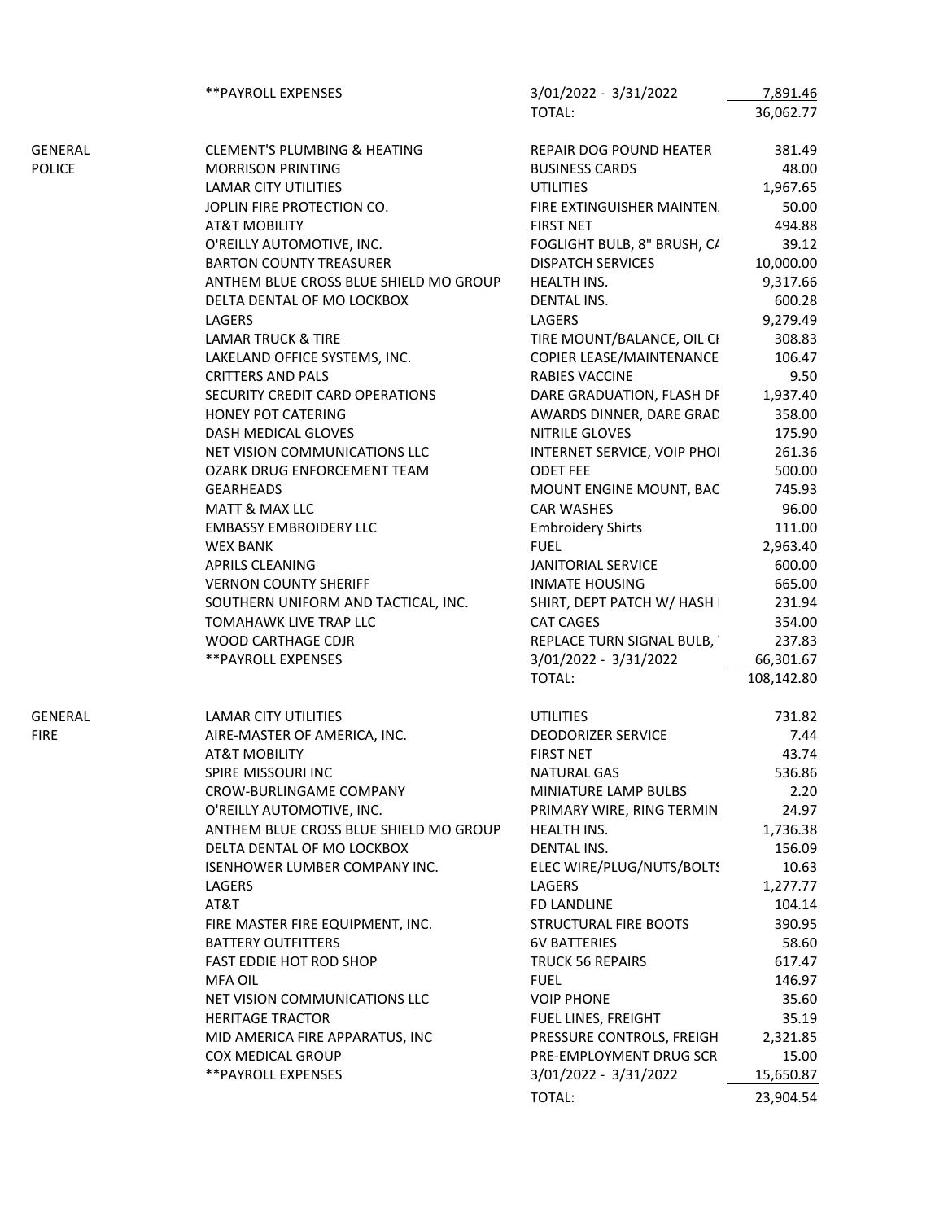| | | | |
|---|---|---|---|
| | **PAYROLL EXPENSES | 3/01/2022 - 3/31/2022 | 7,891.46 |
| | | TOTAL: | 36,062.77 |
| GENERAL POLICE | CLEMENT'S PLUMBING & HEATING | REPAIR DOG POUND HEATER | 381.49 |
| | MORRISON PRINTING | BUSINESS CARDS | 48.00 |
| | LAMAR CITY UTILITIES | UTILITIES | 1,967.65 |
| | JOPLIN FIRE PROTECTION CO. | FIRE EXTINGUISHER MAINTEN. | 50.00 |
| | AT&T MOBILITY | FIRST NET | 494.88 |
| | O'REILLY AUTOMOTIVE, INC. | FOGLIGHT BULB, 8" BRUSH, CA | 39.12 |
| | BARTON COUNTY TREASURER | DISPATCH SERVICES | 10,000.00 |
| | ANTHEM BLUE CROSS BLUE SHIELD MO GROUP | HEALTH INS. | 9,317.66 |
| | DELTA DENTAL OF MO LOCKBOX | DENTAL INS. | 600.28 |
| | LAGERS | LAGERS | 9,279.49 |
| | LAMAR TRUCK & TIRE | TIRE MOUNT/BALANCE, OIL CH | 308.83 |
| | LAKELAND OFFICE SYSTEMS, INC. | COPIER LEASE/MAINTENANCE | 106.47 |
| | CRITTERS AND PALS | RABIES VACCINE | 9.50 |
| | SECURITY CREDIT CARD OPERATIONS | DARE GRADUATION, FLASH DF | 1,937.40 |
| | HONEY POT CATERING | AWARDS DINNER, DARE GRAD | 358.00 |
| | DASH MEDICAL GLOVES | NITRILE GLOVES | 175.90 |
| | NET VISION COMMUNICATIONS LLC | INTERNET SERVICE, VOIP PHO | 261.36 |
| | OZARK DRUG ENFORCEMENT TEAM | ODET FEE | 500.00 |
| | GEARHEADS | MOUNT ENGINE MOUNT, BAC | 745.93 |
| | MATT & MAX LLC | CAR WASHES | 96.00 |
| | EMBASSY EMBROIDERY LLC | Embroidery Shirts | 111.00 |
| | WEX BANK | FUEL | 2,963.40 |
| | APRILS CLEANING | JANITORIAL SERVICE | 600.00 |
| | VERNON COUNTY SHERIFF | INMATE HOUSING | 665.00 |
| | SOUTHERN UNIFORM AND TACTICAL, INC. | SHIRT, DEPT PATCH W/ HASH | 231.94 |
| | TOMAHAWK LIVE TRAP LLC | CAT CAGES | 354.00 |
| | WOOD CARTHAGE CDJR | REPLACE TURN SIGNAL BULB, | 237.83 |
| | **PAYROLL EXPENSES | 3/01/2022 - 3/31/2022 | 66,301.67 |
| | | TOTAL: | 108,142.80 |
| GENERAL FIRE | LAMAR CITY UTILITIES | UTILITIES | 731.82 |
| | AIRE-MASTER OF AMERICA, INC. | DEODORIZER SERVICE | 7.44 |
| | AT&T MOBILITY | FIRST NET | 43.74 |
| | SPIRE MISSOURI INC | NATURAL GAS | 536.86 |
| | CROW-BURLINGAME COMPANY | MINIATURE LAMP BULBS | 2.20 |
| | O'REILLY AUTOMOTIVE, INC. | PRIMARY WIRE, RING TERMIN | 24.97 |
| | ANTHEM BLUE CROSS BLUE SHIELD MO GROUP | HEALTH INS. | 1,736.38 |
| | DELTA DENTAL OF MO LOCKBOX | DENTAL INS. | 156.09 |
| | ISENHOWER LUMBER COMPANY INC. | ELEC WIRE/PLUG/NUTS/BOLTS | 10.63 |
| | LAGERS | LAGERS | 1,277.77 |
| | AT&T | FD LANDLINE | 104.14 |
| | FIRE MASTER FIRE EQUIPMENT, INC. | STRUCTURAL FIRE BOOTS | 390.95 |
| | BATTERY OUTFITTERS | 6V BATTERIES | 58.60 |
| | FAST EDDIE HOT ROD SHOP | TRUCK 56 REPAIRS | 617.47 |
| | MFA OIL | FUEL | 146.97 |
| | NET VISION COMMUNICATIONS LLC | VOIP PHONE | 35.60 |
| | HERITAGE TRACTOR | FUEL LINES, FREIGHT | 35.19 |
| | MID AMERICA FIRE APPARATUS, INC | PRESSURE CONTROLS, FREIGH | 2,321.85 |
| | COX MEDICAL GROUP | PRE-EMPLOYMENT DRUG SCR | 15.00 |
| | **PAYROLL EXPENSES | 3/01/2022 - 3/31/2022 | 15,650.87 |
| | | TOTAL: | 23,904.54 |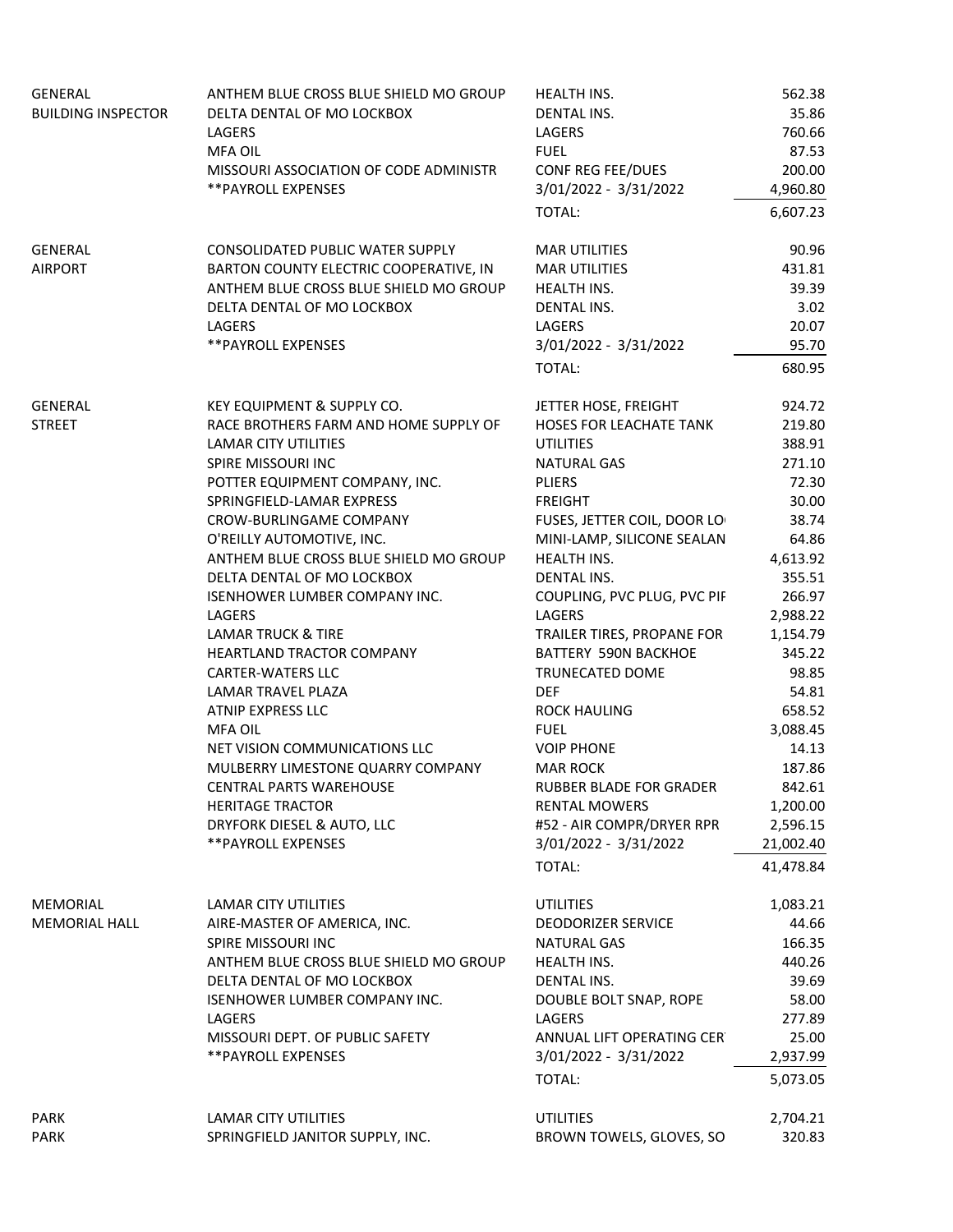| | | | |
|---|---|---|---|
| GENERAL | ANTHEM BLUE CROSS BLUE SHIELD MO GROUP | HEALTH INS. | 562.38 |
| BUILDING INSPECTOR | DELTA DENTAL OF MO LOCKBOX | DENTAL INS. | 35.86 |
| | LAGERS | LAGERS | 760.66 |
| | MFA OIL | FUEL | 87.53 |
| | MISSOURI ASSOCIATION OF CODE ADMINISTR | CONF REG FEE/DUES | 200.00 |
| | **PAYROLL EXPENSES | 3/01/2022 - 3/31/2022 | 4,960.80 |
| | | TOTAL: | 6,607.23 |
| | | | |
| GENERAL | CONSOLIDATED PUBLIC WATER SUPPLY | MAR UTILITIES | 90.96 |
| AIRPORT | BARTON COUNTY ELECTRIC COOPERATIVE, IN | MAR UTILITIES | 431.81 |
| | ANTHEM BLUE CROSS BLUE SHIELD MO GROUP | HEALTH INS. | 39.39 |
| | DELTA DENTAL OF MO LOCKBOX | DENTAL INS. | 3.02 |
| | LAGERS | LAGERS | 20.07 |
| | **PAYROLL EXPENSES | 3/01/2022 - 3/31/2022 | 95.70 |
| | | TOTAL: | 680.95 |
| | | | |
| GENERAL | KEY EQUIPMENT & SUPPLY CO. | JETTER HOSE, FREIGHT | 924.72 |
| STREET | RACE BROTHERS FARM AND HOME SUPPLY OF | HOSES FOR LEACHATE TANK | 219.80 |
| | LAMAR CITY UTILITIES | UTILITIES | 388.91 |
| | SPIRE MISSOURI INC | NATURAL GAS | 271.10 |
| | POTTER EQUIPMENT COMPANY, INC. | PLIERS | 72.30 |
| | SPRINGFIELD-LAMAR EXPRESS | FREIGHT | 30.00 |
| | CROW-BURLINGAME COMPANY | FUSES, JETTER COIL, DOOR LO | 38.74 |
| | O'REILLY AUTOMOTIVE, INC. | MINI-LAMP, SILICONE SEALAN | 64.86 |
| | ANTHEM BLUE CROSS BLUE SHIELD MO GROUP | HEALTH INS. | 4,613.92 |
| | DELTA DENTAL OF MO LOCKBOX | DENTAL INS. | 355.51 |
| | ISENHOWER LUMBER COMPANY INC. | COUPLING, PVC PLUG, PVC PIF | 266.97 |
| | LAGERS | LAGERS | 2,988.22 |
| | LAMAR TRUCK & TIRE | TRAILER TIRES, PROPANE FOR | 1,154.79 |
| | HEARTLAND TRACTOR COMPANY | BATTERY 590N BACKHOE | 345.22 |
| | CARTER-WATERS LLC | TRUNECATED DOME | 98.85 |
| | LAMAR TRAVEL PLAZA | DEF | 54.81 |
| | ATNIP EXPRESS LLC | ROCK HAULING | 658.52 |
| | MFA OIL | FUEL | 3,088.45 |
| | NET VISION COMMUNICATIONS LLC | VOIP PHONE | 14.13 |
| | MULBERRY LIMESTONE QUARRY COMPANY | MAR ROCK | 187.86 |
| | CENTRAL PARTS WAREHOUSE | RUBBER BLADE FOR GRADER | 842.61 |
| | HERITAGE TRACTOR | RENTAL MOWERS | 1,200.00 |
| | DRYFORK DIESEL & AUTO, LLC | #52 - AIR COMPR/DRYER RPR | 2,596.15 |
| | **PAYROLL EXPENSES | 3/01/2022 - 3/31/2022 | 21,002.40 |
| | | TOTAL: | 41,478.84 |
| | | | |
| MEMORIAL | LAMAR CITY UTILITIES | UTILITIES | 1,083.21 |
| MEMORIAL HALL | AIRE-MASTER OF AMERICA, INC. | DEODORIZER SERVICE | 44.66 |
| | SPIRE MISSOURI INC | NATURAL GAS | 166.35 |
| | ANTHEM BLUE CROSS BLUE SHIELD MO GROUP | HEALTH INS. | 440.26 |
| | DELTA DENTAL OF MO LOCKBOX | DENTAL INS. | 39.69 |
| | ISENHOWER LUMBER COMPANY INC. | DOUBLE BOLT SNAP, ROPE | 58.00 |
| | LAGERS | LAGERS | 277.89 |
| | MISSOURI DEPT. OF PUBLIC SAFETY | ANNUAL LIFT OPERATING CER | 25.00 |
| | **PAYROLL EXPENSES | 3/01/2022 - 3/31/2022 | 2,937.99 |
| | | TOTAL: | 5,073.05 |
| | | | |
| PARK | LAMAR CITY UTILITIES | UTILITIES | 2,704.21 |
| PARK | SPRINGFIELD JANITOR SUPPLY, INC. | BROWN TOWELS, GLOVES, SO | 320.83 |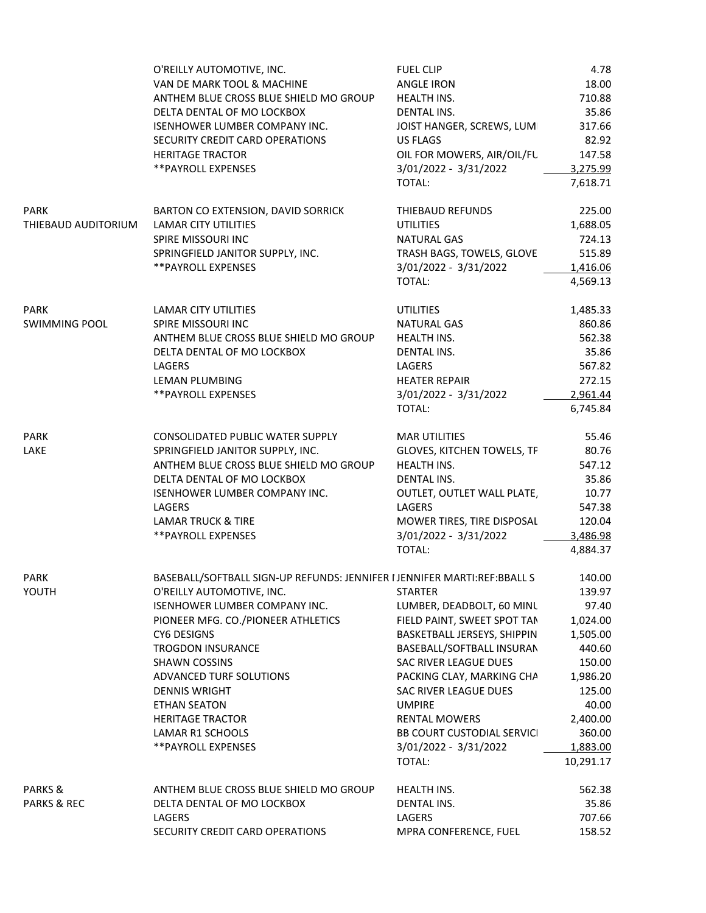| | | | |
|---|---|---|---|
| | O'REILLY AUTOMOTIVE, INC. | FUEL CLIP | 4.78 |
| | VAN DE MARK TOOL & MACHINE | ANGLE IRON | 18.00 |
| | ANTHEM BLUE CROSS BLUE SHIELD MO GROUP | HEALTH INS. | 710.88 |
| | DELTA DENTAL OF MO LOCKBOX | DENTAL INS. | 35.86 |
| | ISENHOWER LUMBER COMPANY INC. | JOIST HANGER, SCREWS, LUM | 317.66 |
| | SECURITY CREDIT CARD OPERATIONS | US FLAGS | 82.92 |
| | HERITAGE TRACTOR | OIL FOR MOWERS, AIR/OIL/FU | 147.58 |
| | **PAYROLL EXPENSES | 3/01/2022 - 3/31/2022 | 3,275.99 |
| | | TOTAL: | 7,618.71 |
| PARK | BARTON CO EXTENSION, DAVID SORRICK | THIEBAUD REFUNDS | 225.00 |
| THIEBAUD AUDITORIUM | LAMAR CITY UTILITIES | UTILITIES | 1,688.05 |
| | SPIRE MISSOURI INC | NATURAL GAS | 724.13 |
| | SPRINGFIELD JANITOR SUPPLY, INC. | TRASH BAGS, TOWELS, GLOVE | 515.89 |
| | **PAYROLL EXPENSES | 3/01/2022 - 3/31/2022 | 1,416.06 |
| | | TOTAL: | 4,569.13 |
| PARK | LAMAR CITY UTILITIES | UTILITIES | 1,485.33 |
| SWIMMING POOL | SPIRE MISSOURI INC | NATURAL GAS | 860.86 |
| | ANTHEM BLUE CROSS BLUE SHIELD MO GROUP | HEALTH INS. | 562.38 |
| | DELTA DENTAL OF MO LOCKBOX | DENTAL INS. | 35.86 |
| | LAGERS | LAGERS | 567.82 |
| | LEMAN PLUMBING | HEATER REPAIR | 272.15 |
| | **PAYROLL EXPENSES | 3/01/2022 - 3/31/2022 | 2,961.44 |
| | | TOTAL: | 6,745.84 |
| PARK | CONSOLIDATED PUBLIC WATER SUPPLY | MAR UTILITIES | 55.46 |
| LAKE | SPRINGFIELD JANITOR SUPPLY, INC. | GLOVES, KITCHEN TOWELS, TF | 80.76 |
| | ANTHEM BLUE CROSS BLUE SHIELD MO GROUP | HEALTH INS. | 547.12 |
| | DELTA DENTAL OF MO LOCKBOX | DENTAL INS. | 35.86 |
| | ISENHOWER LUMBER COMPANY INC. | OUTLET, OUTLET WALL PLATE, | 10.77 |
| | LAGERS | LAGERS | 547.38 |
| | LAMAR TRUCK & TIRE | MOWER TIRES, TIRE DISPOSAL | 120.04 |
| | **PAYROLL EXPENSES | 3/01/2022 - 3/31/2022 | 3,486.98 |
| | | TOTAL: | 4,884.37 |
| PARK | BASEBALL/SOFTBALL SIGN-UP REFUNDS: JENNIFER I | JENNIFER MARTI:REF:BBALL S | 140.00 |
| YOUTH | O'REILLY AUTOMOTIVE, INC. | STARTER | 139.97 |
| | ISENHOWER LUMBER COMPANY INC. | LUMBER, DEADBOLT, 60 MINU | 97.40 |
| | PIONEER MFG. CO./PIONEER ATHLETICS | FIELD PAINT, SWEET SPOT TAN | 1,024.00 |
| | CY6 DESIGNS | BASKETBALL JERSEYS, SHIPPIN | 1,505.00 |
| | TROGDON INSURANCE | BASEBALL/SOFTBALL INSURAN | 440.60 |
| | SHAWN COSSINS | SAC RIVER LEAGUE DUES | 150.00 |
| | ADVANCED TURF SOLUTIONS | PACKING CLAY, MARKING CHA | 1,986.20 |
| | DENNIS WRIGHT | SAC RIVER LEAGUE DUES | 125.00 |
| | ETHAN SEATON | UMPIRE | 40.00 |
| | HERITAGE TRACTOR | RENTAL MOWERS | 2,400.00 |
| | LAMAR R1 SCHOOLS | BB COURT CUSTODIAL SERVICI | 360.00 |
| | **PAYROLL EXPENSES | 3/01/2022 - 3/31/2022 | 1,883.00 |
| | | TOTAL: | 10,291.17 |
| PARKS & | ANTHEM BLUE CROSS BLUE SHIELD MO GROUP | HEALTH INS. | 562.38 |
| PARKS & REC | DELTA DENTAL OF MO LOCKBOX | DENTAL INS. | 35.86 |
| | LAGERS | LAGERS | 707.66 |
| | SECURITY CREDIT CARD OPERATIONS | MPRA CONFERENCE, FUEL | 158.52 |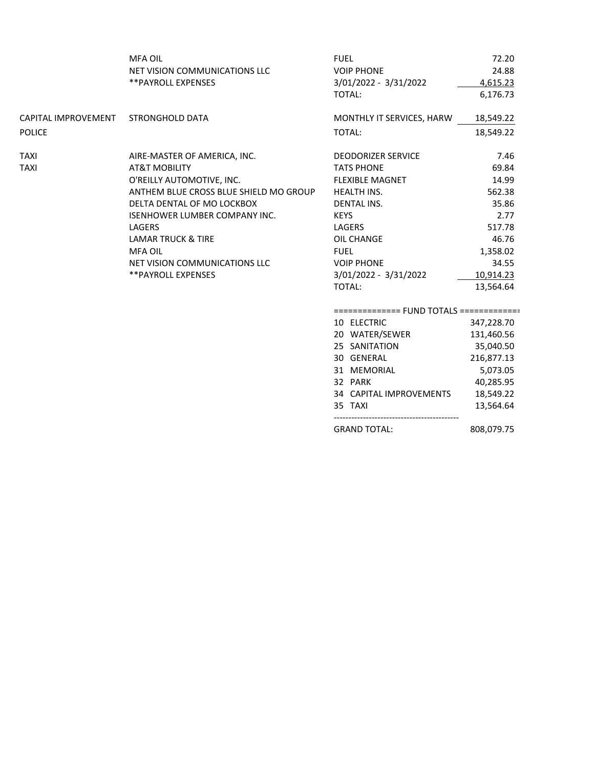| | | | |
|---|---|---|---|
| | MFA OIL | FUEL | 72.20 |
| | NET VISION COMMUNICATIONS LLC | VOIP PHONE | 24.88 |
| | **PAYROLL EXPENSES | 3/01/2022 - 3/31/2022 | 4,615.23 |
| | | TOTAL: | 6,176.73 |
| CAPITAL IMPROVEMENT | STRONGHOLD DATA | MONTHLY IT SERVICES, HARW | 18,549.22 |
| POLICE | | TOTAL: | 18,549.22 |
| TAXI | AIRE-MASTER OF AMERICA, INC. | DEODORIZER SERVICE | 7.46 |
| TAXI | AT&T MOBILITY | TATS PHONE | 69.84 |
| | O'REILLY AUTOMOTIVE, INC. | FLEXIBLE MAGNET | 14.99 |
| | ANTHEM BLUE CROSS BLUE SHIELD MO GROUP | HEALTH INS. | 562.38 |
| | DELTA DENTAL OF MO LOCKBOX | DENTAL INS. | 35.86 |
| | ISENHOWER LUMBER COMPANY INC. | KEYS | 2.77 |
| | LAGERS | LAGERS | 517.78 |
| | LAMAR TRUCK & TIRE | OIL CHANGE | 46.76 |
| | MFA OIL | FUEL | 1,358.02 |
| | NET VISION COMMUNICATIONS LLC | VOIP PHONE | 34.55 |
| | **PAYROLL EXPENSES | 3/01/2022 - 3/31/2022 | 10,914.23 |
| | | TOTAL: | 13,564.64 |

============= FUND TOTALS =============

| | |
|---|---|
| 10 ELECTRIC | 347,228.70 |
| 20 WATER/SEWER | 131,460.56 |
| 25 SANITATION | 35,040.50 |
| 30 GENERAL | 216,877.13 |
| 31 MEMORIAL | 5,073.05 |
| 32 PARK | 40,285.95 |
| 34 CAPITAL IMPROVEMENTS | 18,549.22 |
| 35 TAXI | 13,564.64 |
| GRAND TOTAL: | 808,079.75 |